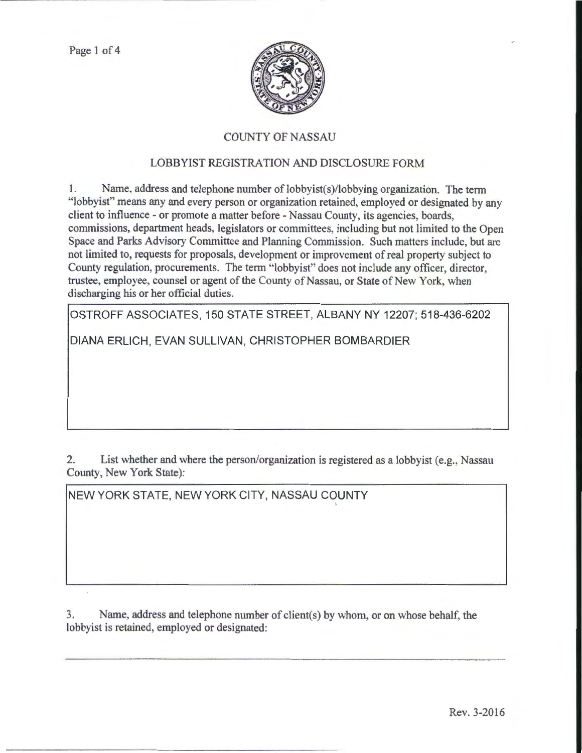# COUNTY OF NASSAU

## LOBBYIST REGISTRATION AND DISCLOSURE FORM

1. Name, address and telephone number of lobbyist(s)/lobbying organization. The term "lobbyist" means any and every person or organization retained, employed or designated by any client to influence - or promote a matter before - Nassau County, its agencies, boards, commissions, department heads, legislators or committees, including but not limited to the Open Space and Parks Advisory Committee and Planning Commission. Such matters include, but are not limited to, requests for proposals, development or improvement of real property subject to County regulation, procurements. The term "lobbyist" does not include any officer, director, trustee, employee, counsel or agent of the County of Nassau, or State of New York, when discharging his or her official duties.

OSTROFF ASSOCIATES, 150 STATE STREET, ALBANY NY 12207; 518-436-6202

DIANA ERLICH, EVAN SULLIVAN, CHRISTOPHER BOMBARDIER

2. List whether and where the person/organization is registered as a lobbyist (e.g., Nassau County, New York State):

NEW YORK STATE, NEW YORK CITY, NASSAU COUNTY

3. Name, address and telephone number of client(s) by whom, or on whose behalf, the lobbyist is retained, employed or designated:

Rev. 3-2016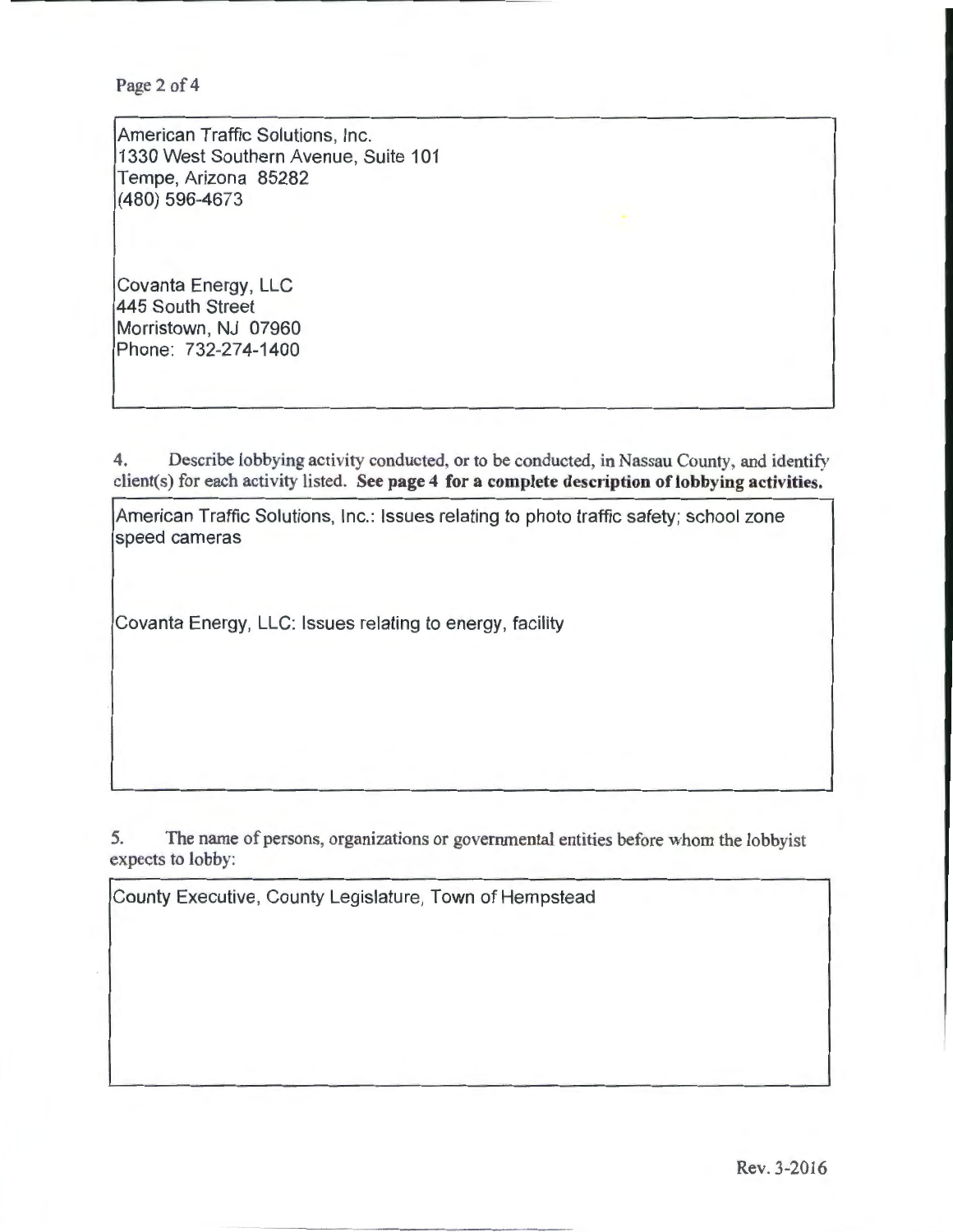American Traffic Solutions, Inc.
1330 West Southern Avenue, Suite 101
Tempe, Arizona 85282
(480) 596-4673

Covanta Energy, LLC
445 South Street
Morristown, NJ 07960
Phone: 732-274-1400

4. Describe lobbying activity conducted, or to be conducted, in Nassau County, and identify client(s) for each activity listed. **See page 4 for a complete description of lobbying activities.**

American Traffic Solutions, Inc.: Issues relating to photo traffic safety; school zone speed cameras

Covanta Energy, LLC: Issues relating to energy, facility

5. The name of persons, organizations or governmental entities before whom the lobbyist expects to lobby:

County Executive, County Legislature, Town of Hempstead

Rev. 3-2016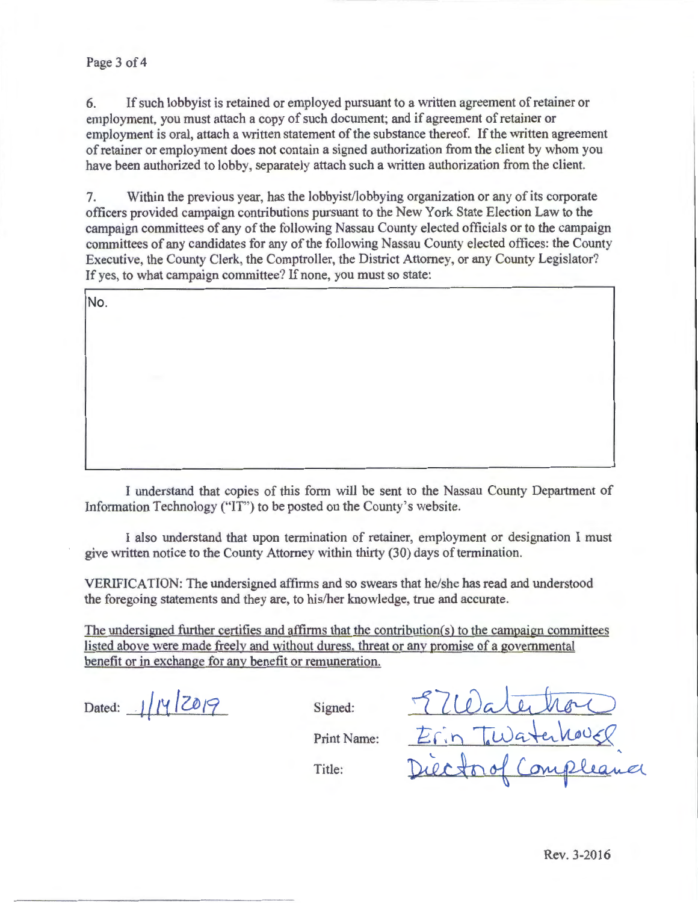6. If such lobbyist is retained or employed pursuant to a written agreement of retainer or employment, you must attach a copy of such document; and if agreement of retainer or employment is oral, attach a written statement of the substance thereof. If the written agreement of retainer or employment does not contain a signed authorization from the client by whom you have been authorized to lobby, separately attach such a written authorization from the client.

7. Within the previous year, has the lobbyist/lobbying organization or any of its corporate officers provided campaign contributions pursuant to the New York State Election Law to the campaign committees of any of the following Nassau County elected officials or to the campaign committees of any candidates for any of the following Nassau County elected offices: the County Executive, the County Clerk, the Comptroller, the District Attorney, or any County Legislator? If yes, to what campaign committee? If none, you must so state:

No.

I understand that copies of this form will be sent to the Nassau County Department of Information Technology ("IT") to be posted on the County's website.

I also understand that upon termination of retainer, employment or designation I must give written notice to the County Attorney within thirty (30) days of termination.

VERIFICATION: The undersigned affirms and so swears that he/she has read and understood the foregoing statements and they are, to his/her knowledge, true and accurate.

The undersigned further certifies and affirms that the contribution(s) to the campaign committees listed above were made freely and without duress, threat or any promise of a governmental benefit or in exchange for any benefit or remuneration.

Dated: 1/14/2019

Signed: E T Waterhouse

Print Name: Erin T. Waterhouse

Title: Director of Compliance

Rev. 3-2016